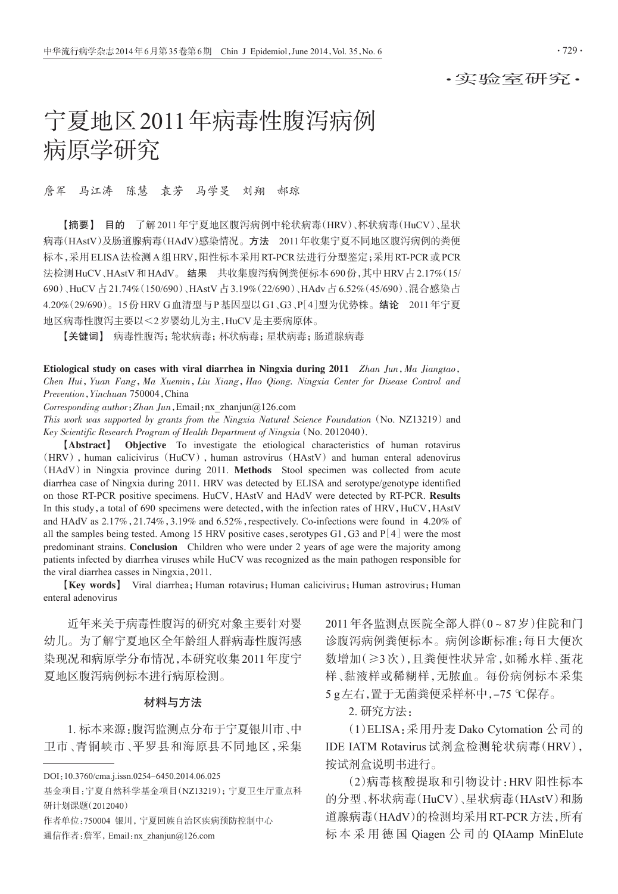·实验室研究·

# 宁夏地区2011年病毒性腹泻病例病原学研究

詹军　马江涛　陈慧　袁芳　马学旻　刘翔　郝琼

【摘要】 **目的**　了解2011年宁夏地区腹泻病例中轮状病毒(HRV)、杯状病毒(HuCV)、星状病毒(HAstV)及肠道腺病毒(HAdV)感染情况。**方法**　2011年收集宁夏不同地区腹泻病例的粪便标本,采用ELISA法检测A组HRV,阳性标本采用RT-PCR法进行分型鉴定;采用RT-PCR或PCR法检测HuCV、HAstV和HAdV。**结果**　共收集腹泻病例粪便标本690份,其中HRV占2.17%(15/690)、HuCV占21.74%(150/690)、HAstV占3.19%(22/690)、HAdv占6.52%(45/690)、混合感染占4.20%(29/690)。15份HRV G血清型与P基因型以G1、G3、P[4]型为优势株。**结论**　2011年宁夏地区病毒性腹泻主要以<2岁婴幼儿为主,HuCV是主要病原体。

【关键词】 病毒性腹泻;轮状病毒;杯状病毒;星状病毒;肠道腺病毒

**Etiological study on cases with viral diarrhea in Ningxia during 2011** *Zhan Jun, Ma Jiangtao, Chen Hui, Yuan Fang, Ma Xuemin, Liu Xiang, Hao Qiong. Ningxia Center for Disease Control and Prevention, Yinchuan* 750004, China

*Corresponding author: Zhan Jun*, Email: nx_zhanjun@126.com

*This work was supported by grants from the Ningxia Natural Science Foundation* (No. NZ13219) and *Key Scientific Research Program of Health Department of Ningxia* (No. 2012040).

【**Abstract**】 **Objective** To investigate the etiological characteristics of human rotavirus (HRV), human calicivirus (HuCV), human astrovirus (HAstV) and human enteral adenovirus (HAdV) in Ningxia province during 2011. **Methods** Stool specimen was collected from acute diarrhea case of Ningxia during 2011. HRV was detected by ELISA and serotype/genotype identified on those RT-PCR positive specimens. HuCV, HAstV and HAdV were detected by RT-PCR. **Results** In this study, a total of 690 specimens were detected, with the infection rates of HRV, HuCV, HAstV and HAdV as 2.17%, 21.74%, 3.19% and 6.52%, respectively. Co-infections were found in 4.20% of all the samples being tested. Among 15 HRV positive cases, serotypes G1, G3 and P[4] were the most predominant strains. **Conclusion** Children who were under 2 years of age were the majority among patients infected by diarrhea viruses while HuCV was recognized as the main pathogen responsible for the viral diarrhea casses in Ningxia, 2011.

【**Key words**】 Viral diarrhea; Human rotavirus; Human calicivirus; Human astrovirus; Human enteral adenovirus

近年来关于病毒性腹泻的研究对象主要针对婴幼儿。为了解宁夏地区全年龄组人群病毒性腹泻感染现况和病原学分布情况,本研究收集2011年度宁夏地区腹泻病例标本进行病原检测。

## 材料与方法

1. 标本来源:腹泻监测点分布于宁夏银川市、中卫市、青铜峡市、平罗县和海原县不同地区,采集2011年各监测点医院全部人群(0~87岁)住院和门诊腹泻病例粪便标本。病例诊断标准:每日大便次数增加(≥3次),且粪便性状异常,如稀水样、蛋花样、黏液样或稀糊样,无脓血。每份病例标本采集5 g左右,置于无菌粪便采样杯中,−75 ℃保存。

2. 研究方法:

(1)ELISA:采用丹麦Dako Cytomation公司的IDE IATM Rotavirus试剂盒检测轮状病毒(HRV),按试剂盒说明书进行。

(2)病毒核酸提取和引物设计:HRV阳性标本的分型、杯状病毒(HuCV)、星状病毒(HAstV)和肠道腺病毒(HAdV)的检测均采用RT-PCR方法,所有标本采用德国Qiagen公司的QIAamp MinElute

DOI:10.3760/cma.j.issn.0254-6450.2014.06.025

基金项目:宁夏自然科学基金项目(NZ13219);宁夏卫生厅重点科研计划课题(2012040)

作者单位:750004 银川,宁夏回族自治区疾病预防控制中心

通信作者:詹军,Email:nx_zhanjun@126.com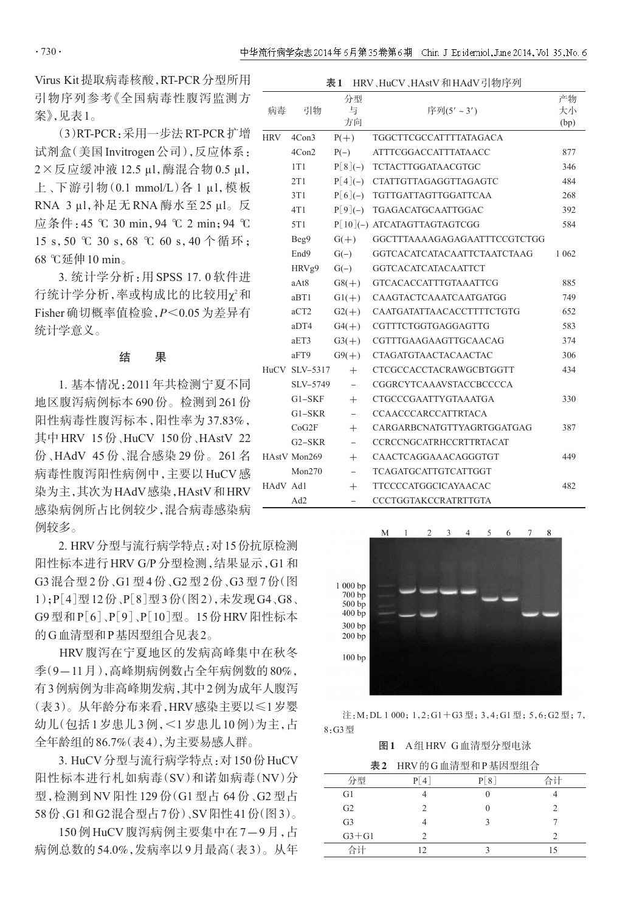Virus Kit提取病毒核酸，RT-PCR分型所用引物序列参考《全国病毒性腹泻监测方案》，见表1。

（3）RT-PCR：采用一步法RT-PCR扩增试剂盒（美国Invitrogen公司），反应体系：2×反应缓冲液12.5 μl，酶混合物0.5 μl，上、下游引物（0.1 mmol/L）各1 μl，模板RNA 3 μl，补足无RNA酶水至25 μl。反应条件：45 ℃ 30 min，94 ℃ 2 min；94 ℃ 15 s，50 ℃ 30 s，68 ℃ 60 s，40个循环；68 ℃延伸10 min。

3. 统计学分析：用SPSS 17.0软件进行统计学分析，率或构成比的比较用$\chi^2$和Fisher确切概率值检验，$P<0.05$为差异有统计学意义。

## 结　果

1. 基本情况：2011年共检测宁夏不同地区腹泻病例标本690份。检测到261份阳性病毒性腹泻标本，阳性率为37.83%，其中HRV 15份、HuCV 150份、HAstV 22份、HAdV 45份、混合感染29份。261名病毒性腹泻阳性病例中，主要以HuCV感染为主，其次为HAdV感染，HAstV和HRV感染病例所占比例较少，混合病毒感染病例较多。

2. HRV分型与流行病学特点：对15份抗原检测阳性标本进行HRV G/P分型检测，结果显示，G1和G3混合型2份、G1型4份、G2型2份、G3型7份（图1）；P[4]型12份、P[8]型3份（图2），未发现G4、G8、G9型和P[6]、P[9]、P[10]型。15份HRV阳性标本的G血清型和P基因型组合见表2。

HRV腹泻在宁夏地区的发病高峰集中在秋冬季（9—11月），高峰期病例数占全年病例数的80%，有3例病例为非高峰期发病，其中2例为成年人腹泻（表3）。从年龄分布来看，HRV感染主要以≤1岁婴幼儿（包括1岁患儿3例，<1岁患儿10例）为主，占全年龄组的86.7%（表4），为主要易感人群。

3. HuCV分型与流行病学特点：对150份HuCV阳性标本进行札如病毒（SV）和诺如病毒（NV）分型，检测到NV阳性129份（G1型占64份、G2型占58份、G1和G2混合型占7份）、SV阳性41份（图3）。

150例HuCV腹泻病例主要集中在7—9月，占病例总数的54.0%，发病率以9月最高（表3）。从年

**表1** HRV、HuCV、HAstV和HAdV引物序列

| 病毒 | 引物 | 分型与方向 | 序列(5′～3′) | 产物大小(bp) |
|---|---|---|---|---|
| HRV | 4Con3 | P(+) | TGGCTTCGCCATTTTATAGACA | |
| | 4Con2 | P(−) | ATTTCGGACCATTTATAACC | 877 |
| | 1T1 | P[8](−) | TCTACTTGGATAACGTGC | 346 |
| | 2T1 | P[4](−) | CTATTGTTAGAGGTTAGAGTC | 484 |
| | 3T1 | P[6](−) | TGTTGATTAGTTGGATTCAA | 268 |
| | 4T1 | P[9](−) | TGAGACATGCAATTGGAC | 392 |
| | 5T1 | P[10](−) | ATCATAGTTAGTAGTCGG | 584 |
| | Beg9 | G(+) | GGCTTTAAAAGAGAGAATTTCCGTCTGG | |
| | End9 | G(−) | GGTCACATCATACAATTCTAATCTAAG | 1 062 |
| | HRVg9 | G(−) | GGTCACATCATACAATTCT | |
| | aAt8 | G8(+) | GTCACACCATTTGTAAATTCG | 885 |
| | aBT1 | G1(+) | CAAGTACTCAAATCAATGATGG | 749 |
| | aCT2 | G2(+) | CAATGATATTAACACCTTTTCTGTG | 652 |
| | aDT4 | G4(+) | CGTTTCTGGTGAGGAGTTG | 583 |
| | aET3 | G3(+) | CGTTTGAAGAAGTTGCAACAG | 374 |
| | aFT9 | G9(+) | CTAGATGTAACTACAACTAC | 306 |
| HuCV | SLV-5317 | + | CTCGCCACCTACRAWGCBTGGTT | 434 |
| | SLV-5749 | − | CGGRCYTCAAAVSTACCBCCCCA | |
| | G1-SKF | + | CTGCCCGAATTYGTAAATGA | 330 |
| | G1-SKR | − | CCAACCCARCCATTRTACA | |
| | CoG2F | + | CARGARBCNATGTTYAGRTGGATGAG | 387 |
| | G2-SKR | − | CCRCCNGCATRHCCRTTRTACAT | |
| HAstV | Mon269 | + | CAACTCAGGAAACAGGGTGT | 449 |
| | Mon270 | − | TCAGATGCATTGTCATTGGT | |
| HAdV | Ad1 | + | TTCCCCATGGCICAYAACAC | 482 |
| | Ad2 | − | CCCTGGTAKCCRATRTTGTA | |

注：M：DL 1 000；1，2：G1+G3型；3，4：G1型；5，6：G2型；7，8：G3型

**图1** A组HRV G血清型分型电泳

**表2** HRV的G血清型和P基因型组合

| 分型 | P[4] | P[8] | 合计 |
|---|---|---|---|
| G1 | 4 | 0 | 4 |
| G2 | 2 | 0 | 2 |
| G3 | 4 | 3 | 7 |
| G3+G1 | 2 | | 2 |
| 合计 | 12 | 3 | 15 |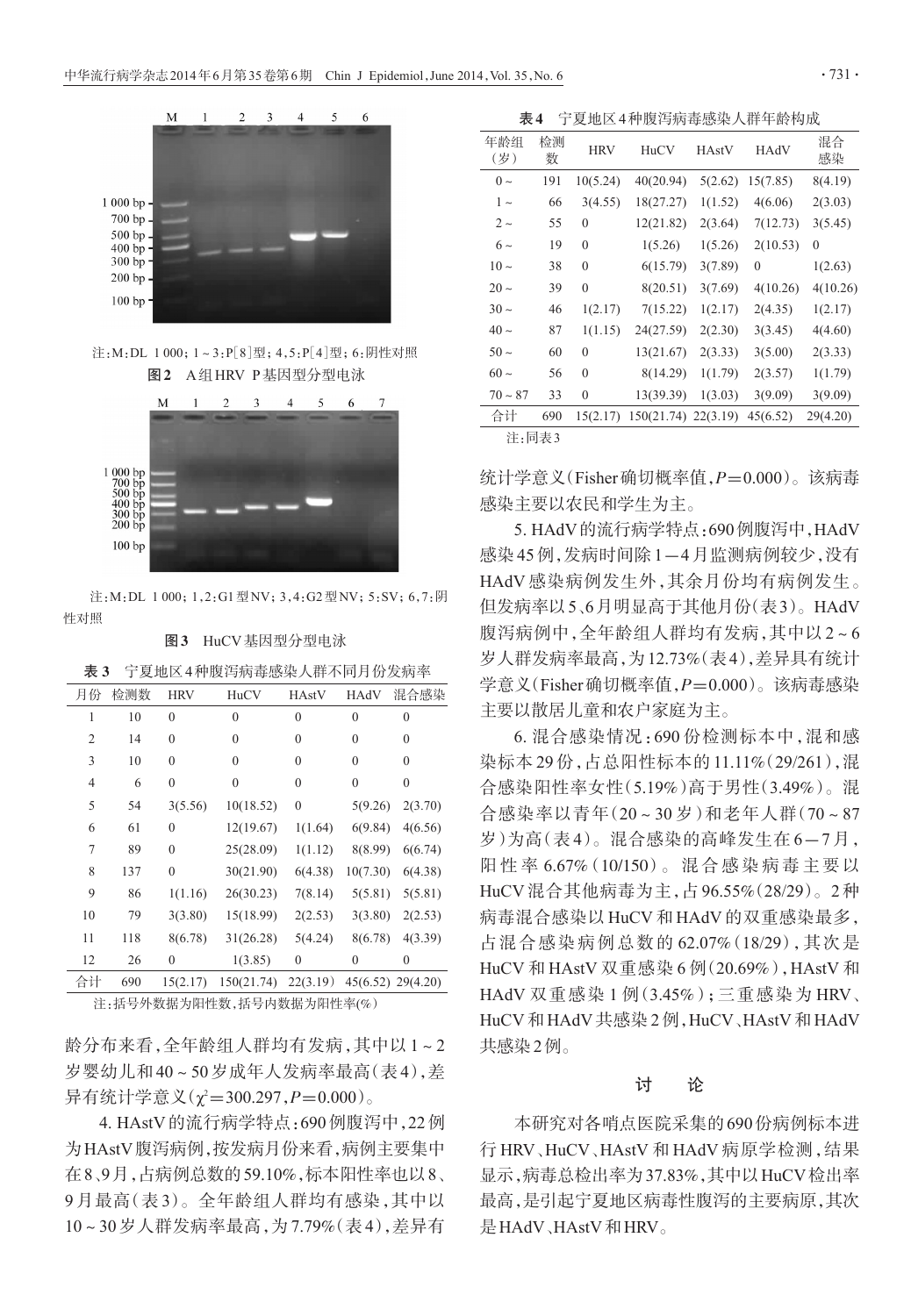注：M：DL 1 000；1～3：P[8]型；4，5：P[4]型；6：阴性对照

**图2** A组HRV P基因型分型电泳

注：M：DL 1 000；1，2：G1型NV；3，4：G2型NV；5：SV；6，7：阴性对照

**图3** HuCV基因型分型电泳

**表3** 宁夏地区4种腹泻病毒感染人群不同月份发病率

| 月份 | 检测数 | HRV | HuCV | HAstV | HAdV | 混合感染 |
|---|---|---|---|---|---|---|
| 1 | 10 | 0 | 0 | 0 | 0 | 0 |
| 2 | 14 | 0 | 0 | 0 | 0 | 0 |
| 3 | 10 | 0 | 0 | 0 | 0 | 0 |
| 4 | 6 | 0 | 0 | 0 | 0 | 0 |
| 5 | 54 | 3(5.56) | 10(18.52) | 0 | 5(9.26) | 2(3.70) |
| 6 | 61 | 0 | 12(19.67) | 1(1.64) | 6(9.84) | 4(6.56) |
| 7 | 89 | 0 | 25(28.09) | 1(1.12) | 8(8.99) | 6(6.74) |
| 8 | 137 | 0 | 30(21.90) | 6(4.38) | 10(7.30) | 6(4.38) |
| 9 | 86 | 1(1.16) | 26(30.23) | 7(8.14) | 5(5.81) | 5(5.81) |
| 10 | 79 | 3(3.80) | 15(18.99) | 2(2.53) | 3(3.80) | 2(2.53) |
| 11 | 118 | 8(6.78) | 31(26.28) | 5(4.24) | 8(6.78) | 4(3.39) |
| 12 | 26 | 0 | 1(3.85) | 0 | 0 | 0 |
| 合计 | 690 | 15(2.17) | 150(21.74) | 22(3.19) | 45(6.52) | 29(4.20) |

注：括号外数据为阳性数，括号内数据为阳性率(%)

龄分布来看，全年龄组人群均有发病，其中以1～2岁婴幼儿和40～50岁成年人发病率最高(表4)，差异有统计学意义($\chi^2=300.297$，$P=0.000$)。

4. HAstV的流行病学特点：690例腹泻中，22例为HAstV腹泻病例，按发病月份来看，病例主要集中在8、9月，占病例总数的59.10%，标本阳性率也以8、9月最高(表3)。全年龄组人群均有感染，其中以10～30岁人群发病率最高，为7.79%(表4)，差异有

**表4** 宁夏地区4种腹泻病毒感染人群年龄构成

| 年龄组(岁) | 检测数 | HRV | HuCV | HAstV | HAdV | 混合感染 |
|---|---|---|---|---|---|---|
| 0～ | 191 | 10(5.24) | 40(20.94) | 5(2.62) | 15(7.85) | 8(4.19) |
| 1～ | 66 | 3(4.55) | 18(27.27) | 1(1.52) | 4(6.06) | 2(3.03) |
| 2～ | 55 | 0 | 12(21.82) | 2(3.64) | 7(12.73) | 3(5.45) |
| 6～ | 19 | 0 | 1(5.26) | 1(5.26) | 2(10.53) | 0 |
| 10～ | 38 | 0 | 6(15.79) | 3(7.89) | 0 | 1(2.63) |
| 20～ | 39 | 0 | 8(20.51) | 3(7.69) | 4(10.26) | 4(10.26) |
| 30～ | 46 | 1(2.17) | 7(15.22) | 1(2.17) | 2(4.35) | 1(2.17) |
| 40～ | 87 | 1(1.15) | 24(27.59) | 2(2.30) | 3(3.45) | 4(4.60) |
| 50～ | 60 | 0 | 13(21.67) | 2(3.33) | 3(5.00) | 2(3.33) |
| 60～ | 56 | 0 | 8(14.29) | 1(1.79) | 2(3.57) | 1(1.79) |
| 70～87 | 33 | 0 | 13(39.39) | 1(3.03) | 3(9.09) | 3(9.09) |
| 合计 | 690 | 15(2.17) | 150(21.74) | 22(3.19) | 45(6.52) | 29(4.20) |

注：同表3

统计学意义(Fisher确切概率值，$P=0.000$)。该病毒感染主要以农民和学生为主。

5. HAdV的流行病学特点：690例腹泻中，HAdV感染45例，发病时间除1—4月监测病例较少，没有HAdV感染病例发生外，其余月份均有病例发生。但发病率以5、6月明显高于其他月份(表3)。HAdV腹泻病例中，全年龄组人群均有发病，其中以2～6岁人群发病率最高，为12.73%(表4)，差异具有统计学意义(Fisher确切概率值，$P=0.000$)。该病毒感染主要以散居儿童和农户家庭为主。

6. 混合感染情况：690份检测标本中，混和感染标本29份，占总阳性标本的11.11%(29/261)，混合感染阳性率女性(5.19%)高于男性(3.49%)。混合感染率以青年(20～30岁)和老年人群(70～87岁)为高(表4)。混合感染的高峰发生在6—7月，阳性率6.67%(10/150)。混合感染病毒主要以HuCV混合其他病毒为主，占96.55%(28/29)。2种病毒混合感染以HuCV和HAdV的双重感染最多，占混合感染病例总数的62.07%(18/29)，其次是HuCV和HAstV双重感染6例(20.69%)，HAstV和HAdV双重感染1例(3.45%)；三重感染为HRV、HuCV和HAdV共感染2例，HuCV、HAstV和HAdV共感染2例。

## 讨 论

本研究对各哨点医院采集的690份病例标本进行HRV、HuCV、HAstV和HAdV病原学检测，结果显示，病毒总检出率为37.83%，其中以HuCV检出率最高，是引起宁夏地区病毒性腹泻的主要病原，其次是HAdV、HAstV和HRV。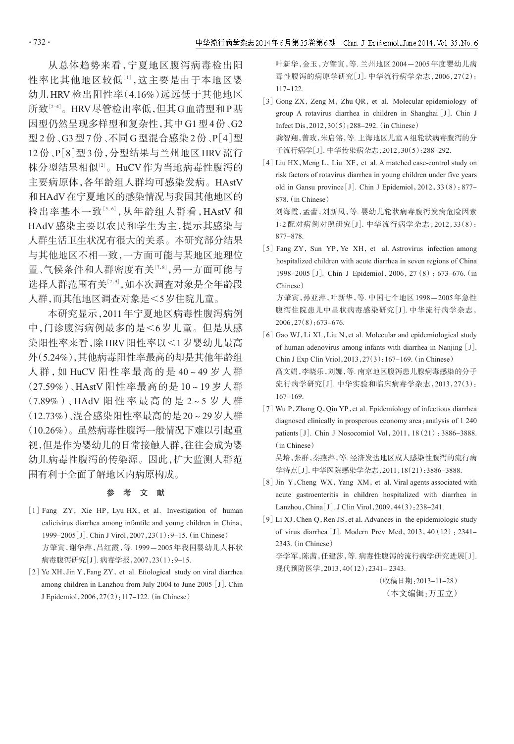从总体趋势来看，宁夏地区腹泻病毒检出阳性率比其他地区较低[1]，这主要是由于本地区婴幼儿HRV检出阳性率（4.16%）远远低于其他地区所致[2-4]。HRV尽管检出率低，但其G血清型和P基因型仍然呈现多样型和复杂性，其中G1型4份、G2型2份、G3型7份、不同G型混合感染2份、P[4]型12份、P[8]型3份，分型结果与兰州地区HRV流行株分型结果相似[2]。HuCV作为当地病毒性腹泻的主要病原体，各年龄组人群均可感染发病。HAstV和HAdV在宁夏地区的感染情况与我国其他地区的检出率基本一致[5,6]，从年龄组人群看，HAstV和HAdV感染主要以农民和学生为主，提示其感染与人群生活卫生状况有很大的关系。本研究部分结果与其他地区不相一致，一方面可能与某地区地理位置、气候条件和人群密度有关[7,8]，另一方面可能与选择人群范围有关[2,9]，如本次调查对象是全年龄段人群，而其他地区调查对象是<5岁住院儿童。

本研究显示，2011年宁夏地区病毒性腹泻病例中，门诊腹泻病例最多的是<6岁儿童。但是从感染阳性率来看，除HRV阳性率以<1岁婴幼儿最高外（5.24%），其他病毒阳性率最高的却是其他年龄组人群，如HuCV阳性率最高的是40～49岁人群（27.59%）、HAstV阳性率最高的是10～19岁人群（7.89%）、HAdV阳性率最高的是2～5岁人群（12.73%）、混合感染阳性率最高的是20～29岁人群（10.26%）。虽然病毒性腹泻一般情况下难以引起重视，但是作为婴幼儿的日常接触人群，往往会成为婴幼儿病毒性腹泻的传染源。因此，扩大监测人群范围有利于全面了解地区内病原构成。

## 参 考 文 献

[1] Fang ZY, Xie HP, Lyu HX, et al. Investigation of human calicivirus diarrhea among infantile and young children in China, 1999-2005[J]. Chin J Virol, 2007, 23(1): 9-15. (in Chinese)
方肇寅，谢华萍，吕红霞，等. 1999－2005年我国婴幼儿人杯状病毒腹泻研究[J]. 病毒学报，2007，23(1)：9-15.

[2] Ye XH, Jin Y, Fang ZY, et al. Etiological study on viral diarrhea among children in Lanzhou from July 2004 to June 2005 [J]. Chin J Epidemiol, 2006, 27(2): 117-122. (in Chinese)
叶新华，金玉，方肇寅，等. 兰州地区2004－2005年度婴幼儿病毒性腹泻的病原学研究[J]. 中华流行病学杂志，2006，27(2)：117-122.

[3] Gong ZX, Zeng M, Zhu QR, et al. Molecular epidemiology of group A rotavirus diarrhea in children in Shanghai [J]. Chin J Infect Dis, 2012, 30(5): 288-292. (in Chinese)
龚智翔，曾玫，朱启镕，等. 上海地区儿童A组轮状病毒腹泻的分子流行病学[J]. 中华传染病杂志，2012，30(5)：288-292.

[4] Liu HX, Meng L, Liu XF, et al. A matched case-control study on risk factors of rotavirus diarrhea in young children under five years old in Gansu province [J]. Chin J Epidemiol, 2012, 33(8): 877-878. (in Chinese)
刘海霞，孟蕾，刘新凤，等. 婴幼儿轮状病毒腹泻发病危险因素1:2配对病例对照研究[J]. 中华流行病学杂志，2012，33(8)：877-878.

[5] Fang ZY, Sun YP, Ye XH, et al. Astrovirus infection among hospitalized children with acute diarrhea in seven regions of China 1998-2005 [J]. Chin J Epidemiol, 2006, 27(8): 673-676. (in Chinese)
方肇寅，孙亚萍，叶新华，等. 中国七个地区1998－2005年急性腹泻住院患儿中星状病毒感染研究[J]. 中华流行病学杂志，2006，27(8)：673-676.

[6] Gao WJ, Li XL, Liu N, et al. Molecular and epidemiological study of human adenovirus among infants with diarrhea in Nanjing [J]. Chin J Exp Clin Vriol, 2013, 27(3): 167-169. (in Chinese)
高文娟，李晓乐，刘娜，等. 南京地区腹泻患儿腺病毒感染的分子流行病学研究[J]. 中华实验和临床病毒学杂志，2013，27(3)：167-169.

[7] Wu P, Zhang Q, Qin YP, et al. Epidemiology of infectious diarrhea diagnosed clinically in prosperous economy area: analysis of 1 240 patients [J]. Chin J Nosocomiol Vol, 2011, 18(21): 3886-3888. (in Chinese)
吴培，张群，秦燕萍，等. 经济发达地区成人感染性腹泻的流行病学特点[J]. 中华医院感染学杂志，2011，18(21)：3886-3888.

[8] Jin Y, Cheng WX, Yang XM, et al. Viral agents associated with acute gastroenteritis in children hospitalized with diarrhea in Lanzhou, China [J]. J Clin Virol, 2009, 44(3): 238-241.

[9] Li XJ, Chen Q, Ren JS, et al. Advances in the epidemiologic study of virus diarrhea [J]. Modern Prev Med, 2013, 40(12): 2341-2343. (in Chinese)
李学军，陈茜，任建莎，等. 病毒性腹泻的流行病学研究进展[J]. 现代预防医学，2013，40(12)：2341- 2343.

（收稿日期：2013-11-28）

（本文编辑：万玉立）